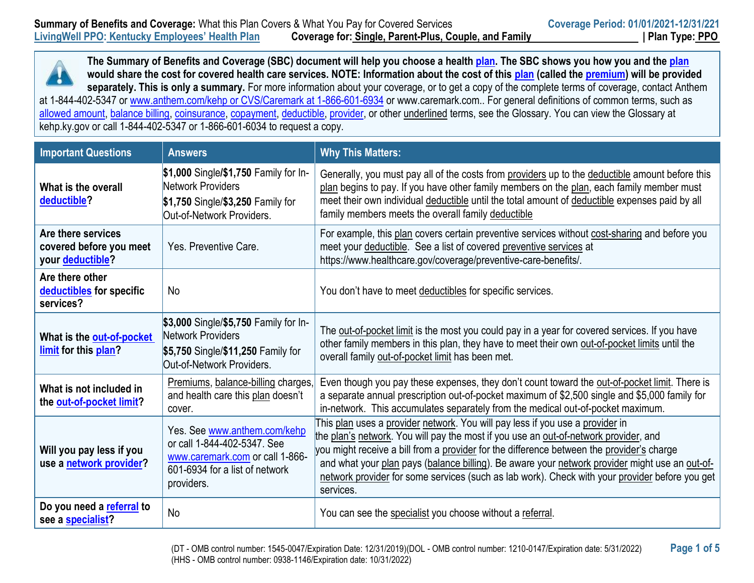**Summary of Benefits and Coverage:** What this Plan Covers & What You Pay for Covered Services

**Coverage Period: 01/01/2021-12/31/221**

LivingWell PPO: Kentucky Employees' Health Plan **Coverage for:** Single, Parent-Plus, Couple, and Family | **Plan Type:** PPO

**The Summary of Benefits and Coverage (SBC) document will help you choose a health plan. The SBC shows you how you and the plan would share the cost for covered health care services. NOTE: Information about the cost of this plan (called the premium) will be provided separately. This is only a summary.** For more information about your coverage, or to get a copy of the complete terms of coverage, contact Anthem at 1-844-402-5347 or www.anthem.com/kehp or CVS/Caremark at 1-866-601-6934 or www.caremark.com.. For general definitions of common terms, such as allowed amount, balance billing, coinsurance, copayment, deductible, provider, or other underlined terms, see the Glossary. You can view the Glossary at kehp.ky.gov or call 1-844-402-5347 or 1-866-601-6034 to request a copy.

| Important Questions | Answers | Why This Matters: |
|---|---|---|
| **What is the overall deductible?** | **$1,000** Single/**$1,750** Family for In-Network Providers<br>**$1,750** Single/**$3,250** Family for Out-of-Network Providers. | Generally, you must pay all of the costs from providers up to the deductible amount before this plan begins to pay. If you have other family members on the plan, each family member must meet their own individual deductible until the total amount of deductible expenses paid by all family members meets the overall family deductible |
| **Are there services covered before you meet your deductible?** | Yes. Preventive Care. | For example, this plan covers certain preventive services without cost-sharing and before you meet your deductible. See a list of covered preventive services at https://www.healthcare.gov/coverage/preventive-care-benefits/. |
| **Are there other deductibles for specific services?** | No | You don't have to meet deductibles for specific services. |
| **What is the out-of-pocket limit for this plan?** | **$3,000** Single/**$5,750** Family for In-Network Providers<br>**$5,750** Single/**$11,250** Family for Out-of-Network Providers. | The out-of-pocket limit is the most you could pay in a year for covered services. If you have other family members in this plan, they have to meet their own out-of-pocket limits until the overall family out-of-pocket limit has been met. |
| **What is not included in the out-of-pocket limit?** | Premiums, balance-billing charges, and health care this plan doesn't cover. | Even though you pay these expenses, they don't count toward the out-of-pocket limit. There is a separate annual prescription out-of-pocket maximum of $2,500 single and $5,000 family for in-network. This accumulates separately from the medical out-of-pocket maximum. |
| **Will you pay less if you use a network provider?** | Yes. See www.anthem.com/kehp or call 1-844-402-5347. See www.caremark.com or call 1-866-601-6934 for a list of network providers. | This plan uses a provider network. You will pay less if you use a provider in the plan's network. You will pay the most if you use an out-of-network provider, and you might receive a bill from a provider for the difference between the provider's charge and what your plan pays (balance billing). Be aware your network provider might use an out-of-network provider for some services (such as lab work). Check with your provider before you get services. |
| **Do you need a referral to see a specialist?** | No | You can see the specialist you choose without a referral. |

(DT - OMB control number: 1545-0047/Expiration Date: 12/31/2019)(DOL - OMB control number: 1210-0147/Expiration date: 5/31/2022)
(HHS - OMB control number: 0938-1146/Expiration date: 10/31/2022)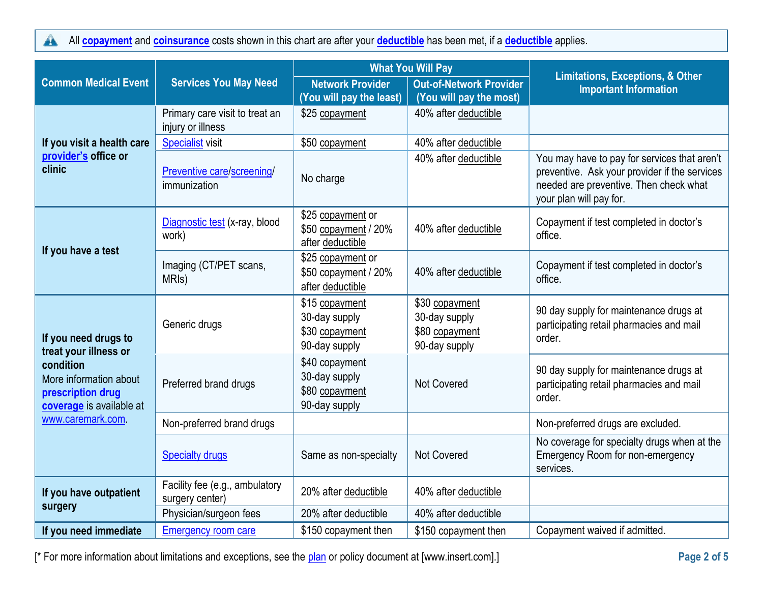All **copayment** and **coinsurance** costs shown in this chart are after your **deductible** has been met, if a **deductible** applies.

| Common Medical Event | Services You May Need | What You Will Pay | | Limitations, Exceptions, & Other Important Information |
|---|---|---|---|---|
| | | Network Provider (You will pay the least) | Out-of-Network Provider (You will pay the most) | |
| If you visit a health care provider's office or clinic | Primary care visit to treat an injury or illness | $25 copayment | 40% after deductible | |
| | Specialist visit | $50 copayment | 40% after deductible | |
| | Preventive care/screening/ immunization | No charge | 40% after deductible | You may have to pay for services that aren't preventive. Ask your provider if the services needed are preventive. Then check what your plan will pay for. |
| If you have a test | Diagnostic test (x-ray, blood work) | $25 copayment or $50 copayment / 20% after deductible | 40% after deductible | Copayment if test completed in doctor's office. |
| | Imaging (CT/PET scans, MRIs) | $25 copayment or $50 copayment / 20% after deductible | 40% after deductible | Copayment if test completed in doctor's office. |
| If you need drugs to treat your illness or condition More information about **prescription drug coverage** is available at www.caremark.com. | Generic drugs | $15 copayment 30-day supply $30 copayment 90-day supply | $30 copayment 30-day supply $80 copayment 90-day supply | 90 day supply for maintenance drugs at participating retail pharmacies and mail order. |
| | Preferred brand drugs | $40 copayment 30-day supply $80 copayment 90-day supply | Not Covered | 90 day supply for maintenance drugs at participating retail pharmacies and mail order. |
| | Non-preferred brand drugs | | | Non-preferred drugs are excluded. |
| | Specialty drugs | Same as non-specialty | Not Covered | No coverage for specialty drugs when at the Emergency Room for non-emergency services. |
| If you have outpatient surgery | Facility fee (e.g., ambulatory surgery center) | 20% after deductible | 40% after deductible | |
| | Physician/surgeon fees | 20% after deductible | 40% after deductible | |
| If you need immediate | Emergency room care | $150 copayment then | $150 copayment then | Copayment waived if admitted. |

[* For more information about limitations and exceptions, see the plan or policy document at [www.insert.com].]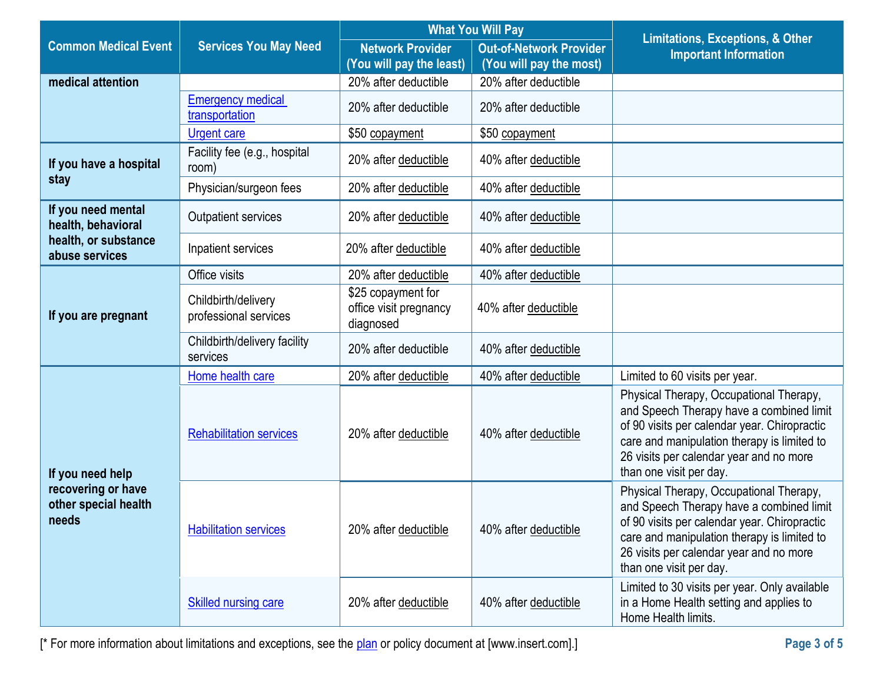| Common Medical Event | Services You May Need | What You Will Pay | | Limitations, Exceptions, & Other Important Information |
|---|---|---|---|---|
| | | Network Provider (You will pay the least) | Out-of-Network Provider (You will pay the most) | |
| medical attention | | 20% after deductible | 20% after deductible | |
| | Emergency medical transportation | 20% after deductible | 20% after deductible | |
| | Urgent care | $50 copayment | $50 copayment | |
| If you have a hospital stay | Facility fee (e.g., hospital room) | 20% after deductible | 40% after deductible | |
| | Physician/surgeon fees | 20% after deductible | 40% after deductible | |
| If you need mental health, behavioral health, or substance abuse services | Outpatient services | 20% after deductible | 40% after deductible | |
| | Inpatient services | 20% after deductible | 40% after deductible | |
| If you are pregnant | Office visits | 20% after deductible | 40% after deductible | |
| | Childbirth/delivery professional services | $25 copayment for office visit pregnancy diagnosed | 40% after deductible | |
| | Childbirth/delivery facility services | 20% after deductible | 40% after deductible | |
| If you need help recovering or have other special health needs | Home health care | 20% after deductible | 40% after deductible | Limited to 60 visits per year. |
| | Rehabilitation services | 20% after deductible | 40% after deductible | Physical Therapy, Occupational Therapy, and Speech Therapy have a combined limit of 90 visits per calendar year. Chiropractic care and manipulation therapy is limited to 26 visits per calendar year and no more than one visit per day. |
| | Habilitation services | 20% after deductible | 40% after deductible | Physical Therapy, Occupational Therapy, and Speech Therapy have a combined limit of 90 visits per calendar year. Chiropractic care and manipulation therapy is limited to 26 visits per calendar year and no more than one visit per day. |
| | Skilled nursing care | 20% after deductible | 40% after deductible | Limited to 30 visits per year. Only available in a Home Health setting and applies to Home Health limits. |

[* For more information about limitations and exceptions, see the plan or policy document at [www.insert.com].]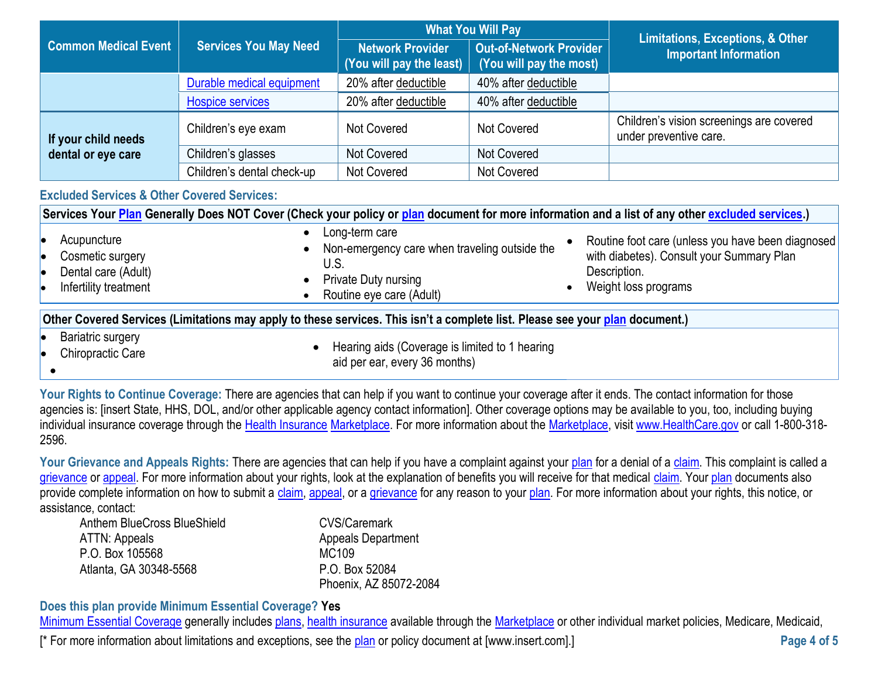| Common Medical Event | Services You May Need | What You Will Pay | | Limitations, Exceptions, & Other Important Information |
|---|---|---|---|---|
| | | Network Provider (You will pay the least) | Out-of-Network Provider (You will pay the most) | |
| | Durable medical equipment | 20% after deductible | 40% after deductible | |
| | Hospice services | 20% after deductible | 40% after deductible | |
| If your child needs dental or eye care | Children's eye exam | Not Covered | Not Covered | Children's vision screenings are covered under preventive care. |
| | Children's glasses | Not Covered | Not Covered | |
| | Children's dental check-up | Not Covered | Not Covered | |

## Excluded Services & Other Covered Services:

**Services Your Plan Generally Does NOT Cover (Check your policy or plan document for more information and a list of any other excluded services.)**

- Acupuncture
- Cosmetic surgery
- Dental care (Adult)
- Infertility treatment
- Long-term care
- Non-emergency care when traveling outside the U.S.
- Private Duty nursing
- Routine eye care (Adult)
- Routine foot care (unless you have been diagnosed with diabetes). Consult your Summary Plan Description.
- Weight loss programs

**Other Covered Services (Limitations may apply to these services. This isn't a complete list. Please see your plan document.)**

- Bariatric surgery
- Chiropractic Care
- Hearing aids (Coverage is limited to 1 hearing aid per ear, every 36 months)

**Your Rights to Continue Coverage:** There are agencies that can help if you want to continue your coverage after it ends. The contact information for those agencies is: [insert State, HHS, DOL, and/or other applicable agency contact information]. Other coverage options may be available to you, too, including buying individual insurance coverage through the Health Insurance Marketplace. For more information about the Marketplace, visit www.HealthCare.gov or call 1-800-318-2596.

**Your Grievance and Appeals Rights:** There are agencies that can help if you have a complaint against your plan for a denial of a claim. This complaint is called a grievance or appeal. For more information about your rights, look at the explanation of benefits you will receive for that medical claim. Your plan documents also provide complete information on how to submit a claim, appeal, or a grievance for any reason to your plan. For more information about your rights, this notice, or assistance, contact:

Anthem BlueCross BlueShield
ATTN: Appeals
P.O. Box 105568
Atlanta, GA 30348-5568

CVS/Caremark
Appeals Department
MC109
P.O. Box 52084
Phoenix, AZ 85072-2084

**Does this plan provide Minimum Essential Coverage? Yes**

Minimum Essential Coverage generally includes plans, health insurance available through the Marketplace or other individual market policies, Medicare, Medicaid,

[* For more information about limitations and exceptions, see the plan or policy document at [www.insert.com].]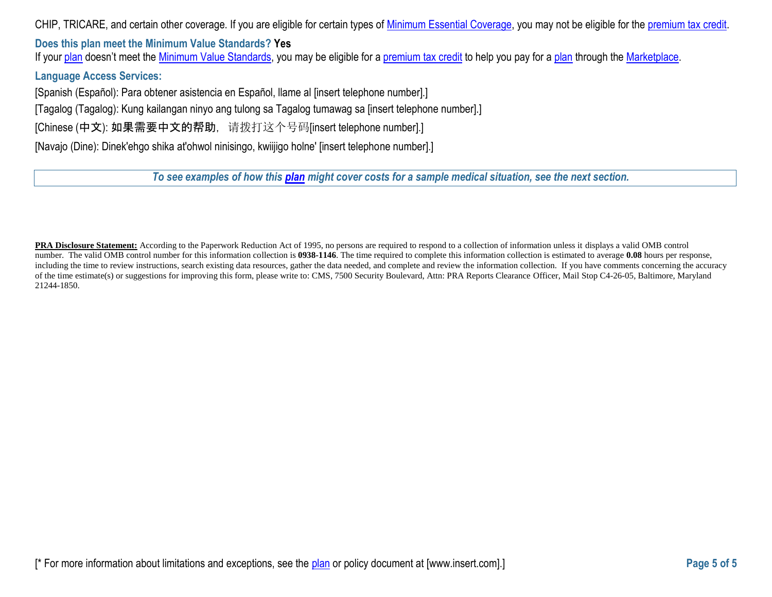CHIP, TRICARE, and certain other coverage. If you are eligible for certain types of Minimum Essential Coverage, you may not be eligible for the premium tax credit.

### Does this plan meet the Minimum Value Standards? **Yes**

If your plan doesn't meet the Minimum Value Standards, you may be eligible for a premium tax credit to help you pay for a plan through the Marketplace.

### Language Access Services:

[Spanish (Español): Para obtener asistencia en Español, llame al [insert telephone number].]

[Tagalog (Tagalog): Kung kailangan ninyo ang tulong sa Tagalog tumawag sa [insert telephone number].]

[Chinese (中文): 如果需要中文的帮助，请拨打这个号码[insert telephone number].]

[Navajo (Dine): Dinek'ehgo shika at'ohwol ninisingo, kwiijigo holne' [insert telephone number].]

***To see examples of how this plan might cover costs for a sample medical situation, see the next section.***

**PRA Disclosure Statement:** According to the Paperwork Reduction Act of 1995, no persons are required to respond to a collection of information unless it displays a valid OMB control number. The valid OMB control number for this information collection is **0938-1146**. The time required to complete this information collection is estimated to average **0.08** hours per response, including the time to review instructions, search existing data resources, gather the data needed, and complete and review the information collection. If you have comments concerning the accuracy of the time estimate(s) or suggestions for improving this form, please write to: CMS, 7500 Security Boulevard, Attn: PRA Reports Clearance Officer, Mail Stop C4-26-05, Baltimore, Maryland 21244-1850.

[* For more information about limitations and exceptions, see the plan or policy document at [www.insert.com].]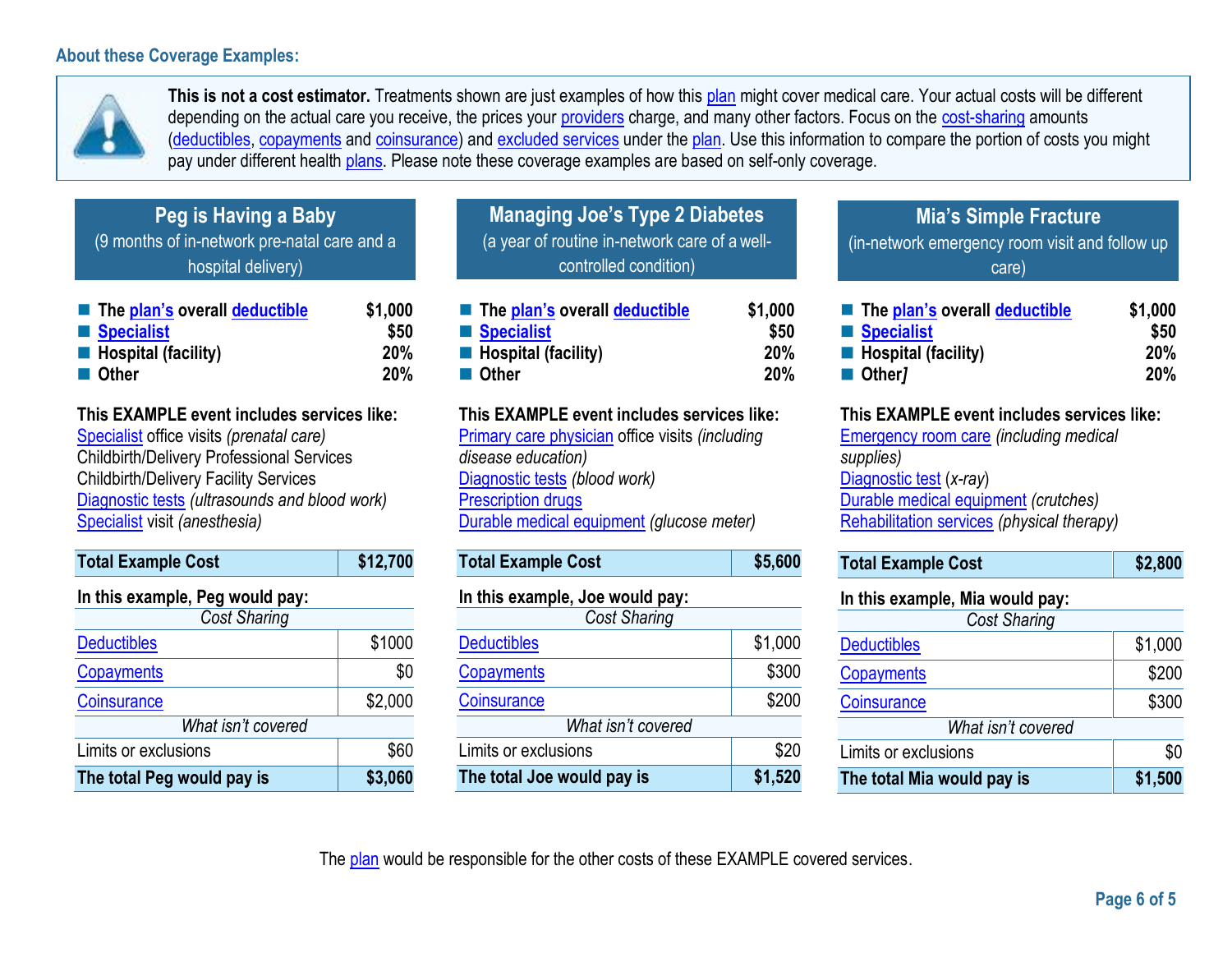### About these Coverage Examples:

**This is not a cost estimator.** Treatments shown are just examples of how this plan might cover medical care. Your actual costs will be different depending on the actual care you receive, the prices your providers charge, and many other factors. Focus on the cost-sharing amounts (deductibles, copayments and coinsurance) and excluded services under the plan. Use this information to compare the portion of costs you might pay under different health plans. Please note these coverage examples are based on self-only coverage.

## Peg is Having a Baby

(9 months of in-network pre-natal care and a hospital delivery)

| | |
|---|---|
| **The plan's overall deductible** | **$1,000** |
| **Specialist** | **$50** |
| **Hospital (facility)** | **20%** |
| **Other** | **20%** |

**This EXAMPLE event includes services like:**
Specialist office visits *(prenatal care)*
Childbirth/Delivery Professional Services
Childbirth/Delivery Facility Services
Diagnostic tests *(ultrasounds and blood work)*
Specialist visit *(anesthesia)*

| **Total Example Cost** | **$12,700** |
|---|---|

**In this example, Peg would pay:**

| *Cost Sharing* | |
|---|---|
| Deductibles | $1000 |
| Copayments | $0 |
| Coinsurance | $2,000 |
| *What isn't covered* | |
| Limits or exclusions | $60 |
| **The total Peg would pay is** | **$3,060** |

## Managing Joe's Type 2 Diabetes

(a year of routine in-network care of a well-controlled condition)

| | |
|---|---|
| **The plan's overall deductible** | **$1,000** |
| **Specialist** | **$50** |
| **Hospital (facility)** | **20%** |
| **Other** | **20%** |

**This EXAMPLE event includes services like:**
Primary care physician office visits *(including disease education)*
Diagnostic tests *(blood work)*
Prescription drugs
Durable medical equipment *(glucose meter)*

| **Total Example Cost** | **$5,600** |
|---|---|

**In this example, Joe would pay:**

| *Cost Sharing* | |
|---|---|
| Deductibles | $1,000 |
| Copayments | $300 |
| Coinsurance | $200 |
| *What isn't covered* | |
| Limits or exclusions | $20 |
| **The total Joe would pay is** | **$1,520** |

## Mia's Simple Fracture

(in-network emergency room visit and follow up care)

| | |
|---|---|
| **The plan's overall deductible** | **$1,000** |
| **Specialist** | **$50** |
| **Hospital (facility)** | **20%** |
| **Other]** | **20%** |

**This EXAMPLE event includes services like:**
Emergency room care *(including medical supplies)*
Diagnostic test *(x-ray)*
Durable medical equipment *(crutches)*
Rehabilitation services *(physical therapy)*

| **Total Example Cost** | **$2,800** |
|---|---|

**In this example, Mia would pay:**

| *Cost Sharing* | |
|---|---|
| Deductibles | $1,000 |
| Copayments | $200 |
| Coinsurance | $300 |
| *What isn't covered* | |
| Limits or exclusions | $0 |
| **The total Mia would pay is** | **$1,500** |

The plan would be responsible for the other costs of these EXAMPLE covered services.